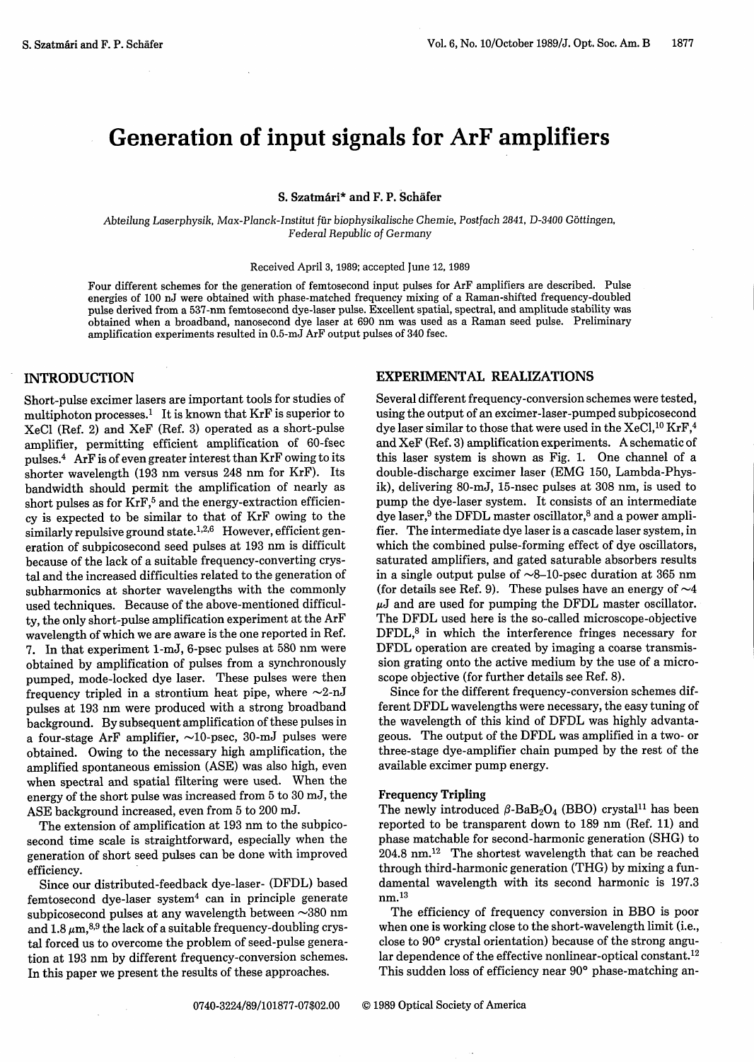# Generation of input signals for ArF amplifiers

**S. Szatmári* and F. P. Schäfer**

*Abteilung Laserphysik, Max-Planck-Institut für biophysikalische Chemie, Postfach 2841, D-3400 Göttingen, Federal Republic of Germany*

Received April 3, 1989; accepted June 12, 1989

Four different schemes for the generation of femtosecond input pulses for ArF amplifiers are described. Pulse energies of 100 nJ were obtained with phase-matched frequency mixing of a Raman-shifted frequency-doubled pulse derived from a 537-nm femtosecond dye-laser pulse. Excellent spatial, spectral, and amplitude stability was obtained when a broadband, nanosecond dye laser at 690 nm was used as a Raman seed pulse. Preliminary amplification experiments resulted in 0.5-mJ ArF output pulses of 340 fsec.

## INTRODUCTION

Short-pulse excimer lasers are important tools for studies of multiphoton processes.[1] It is known that KrF is superior to XeCl (Ref. 2) and XeF (Ref. 3) operated as a short-pulse amplifier, permitting efficient amplification of 60-fsec pulses.[4] ArF is of even greater interest than KrF owing to its shorter wavelength (193 nm versus 248 nm for KrF). Its bandwidth should permit the amplification of nearly as short pulses as for KrF,[5] and the energy-extraction efficiency is expected to be similar to that of KrF owing to the similarly repulsive ground state.[1,2,6] However, efficient generation of subpicosecond seed pulses at 193 nm is difficult because of the lack of a suitable frequency-converting crystal and the increased difficulties related to the generation of subharmonics at shorter wavelengths with the commonly used techniques. Because of the above-mentioned difficulty, the only short-pulse amplification experiment at the ArF wavelength of which we are aware is the one reported in Ref. 7. In that experiment 1-mJ, 6-psec pulses at 580 nm were obtained by amplification of pulses from a synchronously pumped, mode-locked dye laser. These pulses were then frequency tripled in a strontium heat pipe, where ~2-nJ pulses at 193 nm were produced with a strong broadband background. By subsequent amplification of these pulses in a four-stage ArF amplifier, ~10-psec, 30-mJ pulses were obtained. Owing to the necessary high amplification, the amplified spontaneous emission (ASE) was also high, even when spectral and spatial filtering were used. When the energy of the short pulse was increased from 5 to 30 mJ, the ASE background increased, even from 5 to 200 mJ.

The extension of amplification at 193 nm to the subpicosecond time scale is straightforward, especially when the generation of short seed pulses can be done with improved efficiency.

Since our distributed-feedback dye-laser- (DFDL) based femtosecond dye-laser system[4] can in principle generate subpicosecond pulses at any wavelength between ~380 nm and 1.8 μm,[8,9] the lack of a suitable frequency-doubling crystal forced us to overcome the problem of seed-pulse generation at 193 nm by different frequency-conversion schemes. In this paper we present the results of these approaches.

## EXPERIMENTAL REALIZATIONS

Several different frequency-conversion schemes were tested, using the output of an excimer-laser-pumped subpicosecond dye laser similar to those that were used in the XeCl,[10] KrF,[4] and XeF (Ref. 3) amplification experiments. A schematic of this laser system is shown as Fig. 1. One channel of a double-discharge excimer laser (EMG 150, Lambda-Physik), delivering 80-mJ, 15-nsec pulses at 308 nm, is used to pump the dye-laser system. It consists of an intermediate dye laser,[9] the DFDL master oscillator,[8] and a power amplifier. The intermediate dye laser is a cascade laser system, in which the combined pulse-forming effect of dye oscillators, saturated amplifiers, and gated saturable absorbers results in a single output pulse of ~8–10-psec duration at 365 nm (for details see Ref. 9). These pulses have an energy of ~4 μJ and are used for pumping the DFDL master oscillator. The DFDL used here is the so-called microscope-objective DFDL,[8] in which the interference fringes necessary for DFDL operation are created by imaging a coarse transmission grating onto the active medium by the use of a microscope objective (for further details see Ref. 8).

Since for the different frequency-conversion schemes different DFDL wavelengths were necessary, the easy tuning of the wavelength of this kind of DFDL was highly advantageous. The output of the DFDL was amplified in a two- or three-stage dye-amplifier chain pumped by the rest of the available excimer pump energy.

### Frequency Tripling

The newly introduced β-$BaB_2O_4$ (BBO) crystal[11] has been reported to be transparent down to 189 nm (Ref. 11) and phase matchable for second-harmonic generation (SHG) to 204.8 nm.[12] The shortest wavelength that can be reached through third-harmonic generation (THG) by mixing a fundamental wavelength with its second harmonic is 197.3 nm.[13]

The efficiency of frequency conversion in BBO is poor when one is working close to the short-wavelength limit (i.e., close to 90° crystal orientation) because of the strong angular dependence of the effective nonlinear-optical constant.[12] This sudden loss of efficiency near 90° phase-matching an-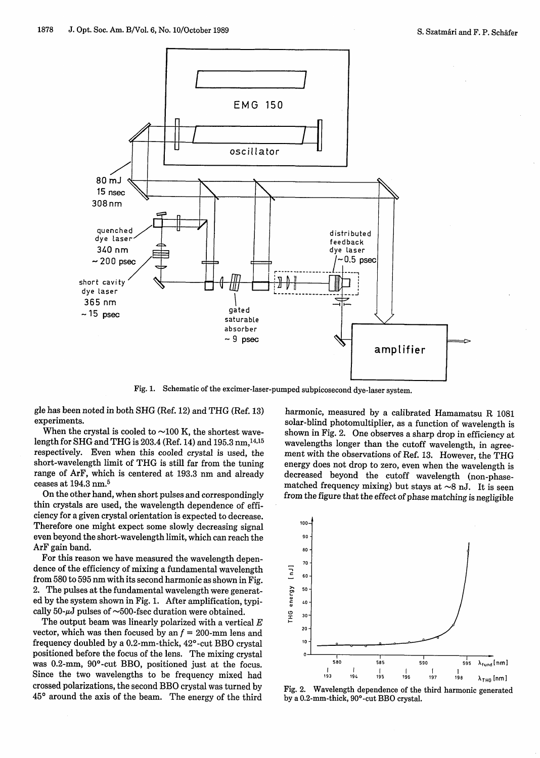Fig. 1. Schematic of the excimer-laser-pumped subpicosecond dye-laser system.

gle has been noted in both SHG (Ref. 12) and THG (Ref. 13) experiments.

When the crystal is cooled to ~100 K, the shortest wavelength for SHG and THG is 203.4 (Ref. 14) and 195.3 nm,[14,15] respectively. Even when this cooled crystal is used, the short-wavelength limit of THG is still far from the tuning range of ArF, which is centered at 193.3 nm and already ceases at 194.3 nm.[5]

On the other hand, when short pulses and correspondingly thin crystals are used, the wavelength dependence of efficiency for a given crystal orientation is expected to decrease. Therefore one might expect some slowly decreasing signal even beyond the short-wavelength limit, which can reach the ArF gain band.

For this reason we have measured the wavelength dependence of the efficiency of mixing a fundamental wavelength from 580 to 595 nm with its second harmonic as shown in Fig. 2. The pulses at the fundamental wavelength were generated by the system shown in Fig. 1. After amplification, typically 50-μJ pulses of ~500-fsec duration were obtained.

The output beam was linearly polarized with a vertical $E$ vector, which was then focused by an $f$ = 200-mm lens and frequency doubled by a 0.2-mm-thick, 42°-cut BBO crystal positioned before the focus of the lens. The mixing crystal was 0.2-mm, 90°-cut BBO, positioned just at the focus. Since the two wavelengths to be frequency mixed had crossed polarizations, the second BBO crystal was turned by 45° around the axis of the beam. The energy of the third harmonic, measured by a calibrated Hamamatsu R 1081 solar-blind photomultiplier, as a function of wavelength is shown in Fig. 2. One observes a sharp drop in efficiency at wavelengths longer than the cutoff wavelength, in agreement with the observations of Ref. 13. However, the THG energy does not drop to zero, even when the wavelength is decreased beyond the cutoff wavelength (non-phase-matched frequency mixing) but stays at ~8 nJ. It is seen from the figure that the effect of phase matching is negligible

Fig. 2. Wavelength dependence of the third harmonic generated by a 0.2-mm-thick, 90°-cut BBO crystal.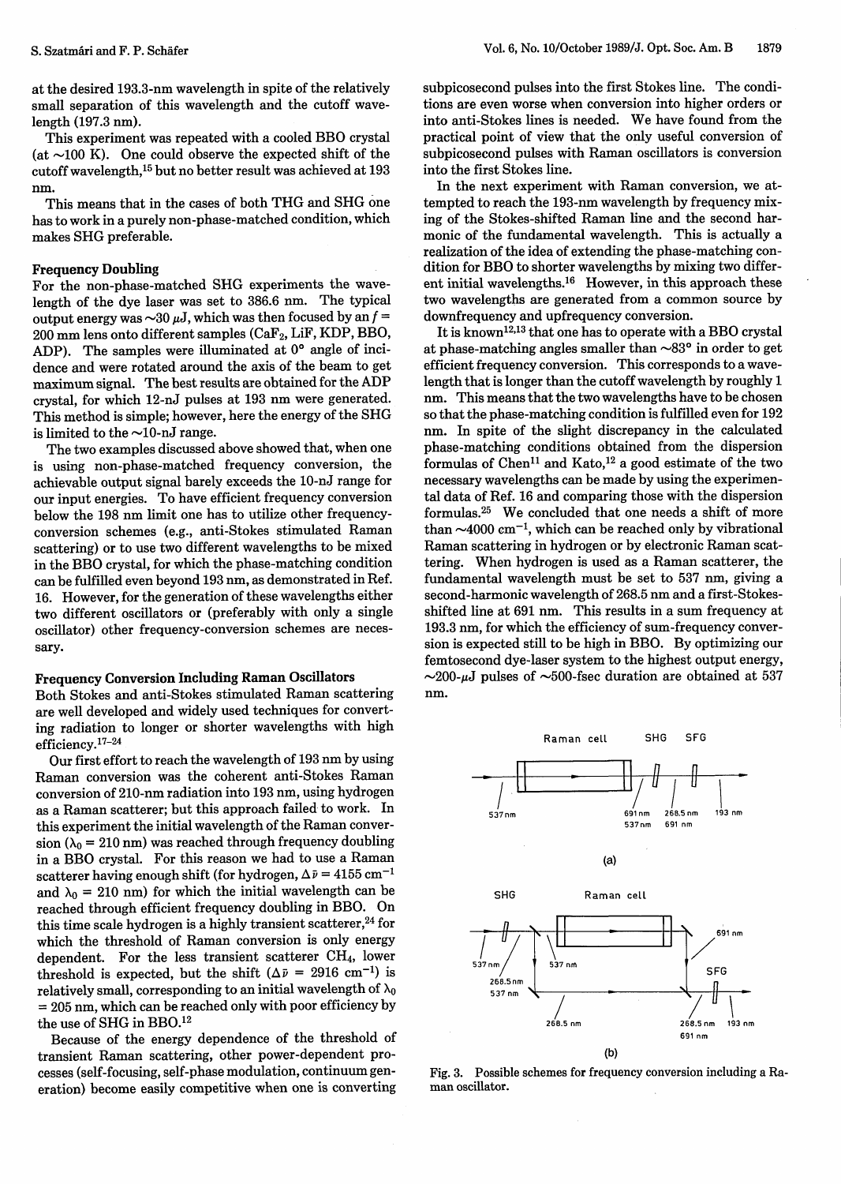at the desired 193.3-nm wavelength in spite of the relatively small separation of this wavelength and the cutoff wavelength (197.3 nm).

This experiment was repeated with a cooled BBO crystal (at ~100 K). One could observe the expected shift of the cutoff wavelength,[15] but no better result was achieved at 193 nm.

This means that in the cases of both THG and SHG one has to work in a purely non-phase-matched condition, which makes SHG preferable.

### Frequency Doubling

For the non-phase-matched SHG experiments the wavelength of the dye laser was set to 386.6 nm. The typical output energy was ~30 μJ, which was then focused by an $f$ = 200 mm lens onto different samples ($CaF_2$, LiF, KDP, BBO, ADP). The samples were illuminated at 0° angle of incidence and were rotated around the axis of the beam to get maximum signal. The best results are obtained for the ADP crystal, for which 12-nJ pulses at 193 nm were generated. This method is simple; however, here the energy of the SHG is limited to the ~10-nJ range.

The two examples discussed above showed that, when one is using non-phase-matched frequency conversion, the achievable output signal barely exceeds the 10-nJ range for our input energies. To have efficient frequency conversion below the 198 nm limit one has to utilize other frequency-conversion schemes (e.g., anti-Stokes stimulated Raman scattering) or to use two different wavelengths to be mixed in the BBO crystal, for which the phase-matching condition can be fulfilled even beyond 193 nm, as demonstrated in Ref. 16. However, for the generation of these wavelengths either two different oscillators or (preferably with only a single oscillator) other frequency-conversion schemes are necessary.

### Frequency Conversion Including Raman Oscillators

Both Stokes and anti-Stokes stimulated Raman scattering are well developed and widely used techniques for converting radiation to longer or shorter wavelengths with high efficiency.[17–24]

Our first effort to reach the wavelength of 193 nm by using Raman conversion was the coherent anti-Stokes Raman conversion of 210-nm radiation into 193 nm, using hydrogen as a Raman scatterer; but this approach failed to work. In this experiment the initial wavelength of the Raman conversion ($\lambda_0$ = 210 nm) was reached through frequency doubling in a BBO crystal. For this reason we had to use a Raman scatterer having enough shift (for hydrogen, $\Delta\bar{\nu}$ = 4155 $cm^{-1}$ and $\lambda_0$ = 210 nm) for which the initial wavelength can be reached through efficient frequency doubling in BBO. On this time scale hydrogen is a highly transient scatterer,[24] for which the threshold of Raman conversion is only energy dependent. For the less transient scatterer $CH_4$, lower threshold is expected, but the shift ($\Delta\bar{\nu}$ = 2916 $cm^{-1}$) is relatively small, corresponding to an initial wavelength of $\lambda_0$ = 205 nm, which can be reached only with poor efficiency by the use of SHG in BBO.[12]

Because of the energy dependence of the threshold of transient Raman scattering, other power-dependent processes (self-focusing, self-phase modulation, continuum generation) become easily competitive when one is converting subpicosecond pulses into the first Stokes line. The conditions are even worse when conversion into higher orders or into anti-Stokes lines is needed. We have found from the practical point of view that the only useful conversion of subpicosecond pulses with Raman oscillators is conversion into the first Stokes line.

In the next experiment with Raman conversion, we attempted to reach the 193-nm wavelength by frequency mixing of the Stokes-shifted Raman line and the second harmonic of the fundamental wavelength. This is actually a realization of the idea of extending the phase-matching condition for BBO to shorter wavelengths by mixing two different initial wavelengths.[16] However, in this approach these two wavelengths are generated from a common source by downfrequency and upfrequency conversion.

It is known[12,13] that one has to operate with a BBO crystal at phase-matching angles smaller than ~83° in order to get efficient frequency conversion. This corresponds to a wavelength that is longer than the cutoff wavelength by roughly 1 nm. This means that the two wavelengths have to be chosen so that the phase-matching condition is fulfilled even for 192 nm. In spite of the slight discrepancy in the calculated phase-matching conditions obtained from the dispersion formulas of Chen[11] and Kato,[12] a good estimate of the two necessary wavelengths can be made by using the experimental data of Ref. 16 and comparing those with the dispersion formulas.[25] We concluded that one needs a shift of more than ~4000 $cm^{-1}$, which can be reached only by vibrational Raman scattering in hydrogen or by electronic Raman scattering. When hydrogen is used as a Raman scatterer, the fundamental wavelength must be set to 537 nm, giving a second-harmonic wavelength of 268.5 nm and a first-Stokes-shifted line at 691 nm. This results in a sum frequency at 193.3 nm, for which the efficiency of sum-frequency conversion is expected still to be high in BBO. By optimizing our femtosecond dye-laser system to the highest output energy, ~200-μJ pulses of ~500-fsec duration are obtained at 537 nm.

Fig. 3. Possible schemes for frequency conversion including a Raman oscillator.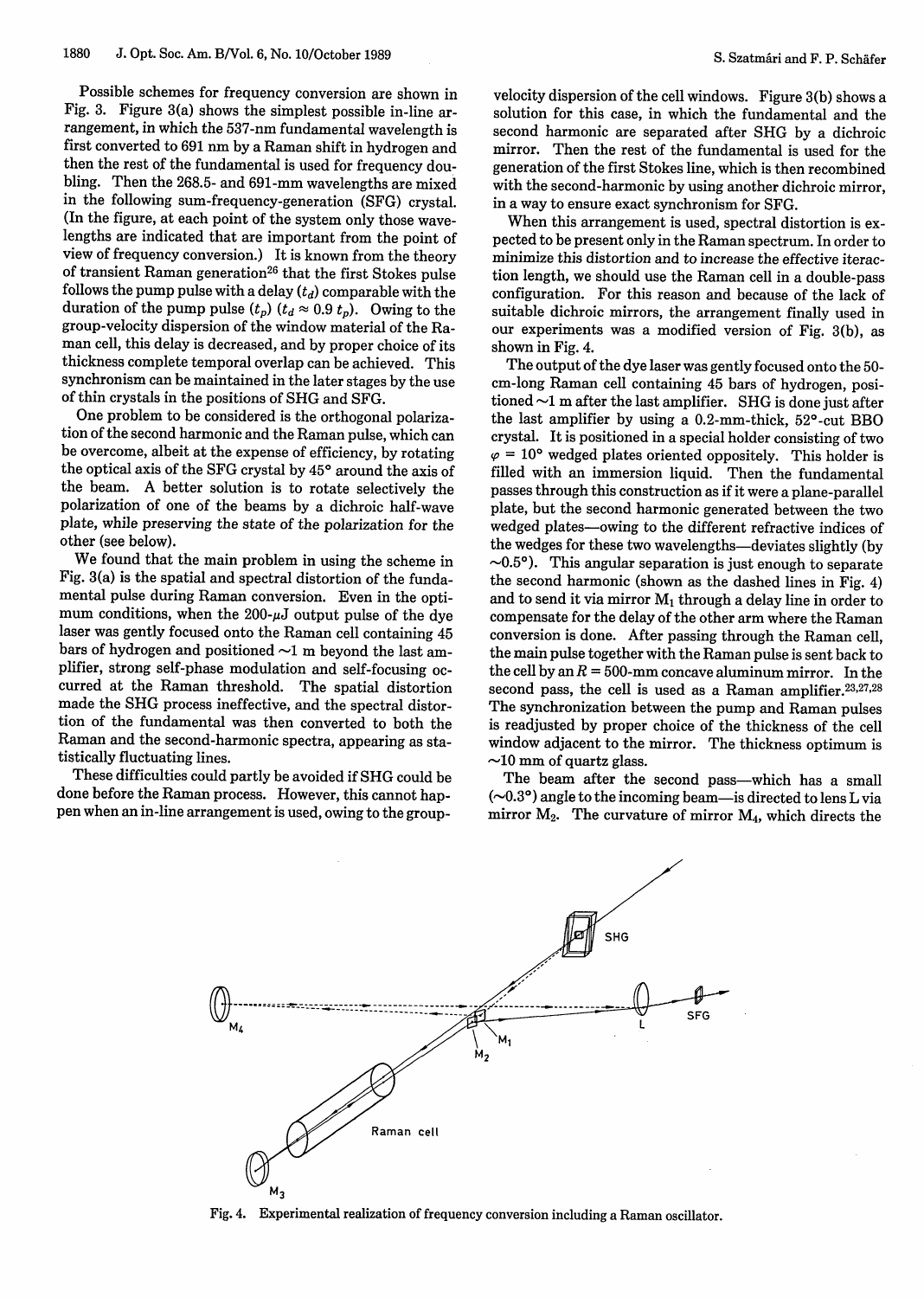Possible schemes for frequency conversion are shown in Fig. 3. Figure 3(a) shows the simplest possible in-line arrangement, in which the 537-nm fundamental wavelength is first converted to 691 nm by a Raman shift in hydrogen and then the rest of the fundamental is used for frequency doubling. Then the 268.5- and 691-mm wavelengths are mixed in the following sum-frequency-generation (SFG) crystal. (In the figure, at each point of the system only those wavelengths are indicated that are important from the point of view of frequency conversion.) It is known from the theory of transient Raman generation[26] that the first Stokes pulse follows the pump pulse with a delay ($t_d$) comparable with the duration of the pump pulse ($t_p$) ($t_d \approx 0.9\, t_p$). Owing to the group-velocity dispersion of the window material of the Raman cell, this delay is decreased, and by proper choice of its thickness complete temporal overlap can be achieved. This synchronism can be maintained in the later stages by the use of thin crystals in the positions of SHG and SFG.

One problem to be considered is the orthogonal polarization of the second harmonic and the Raman pulse, which can be overcome, albeit at the expense of efficiency, by rotating the optical axis of the SFG crystal by 45° around the axis of the beam. A better solution is to rotate selectively the polarization of one of the beams by a dichroic half-wave plate, while preserving the state of the polarization for the other (see below).

We found that the main problem in using the scheme in Fig. 3(a) is the spatial and spectral distortion of the fundamental pulse during Raman conversion. Even in the optimum conditions, when the 200-μJ output pulse of the dye laser was gently focused onto the Raman cell containing 45 bars of hydrogen and positioned ~1 m beyond the last amplifier, strong self-phase modulation and self-focusing occurred at the Raman threshold. The spatial distortion made the SHG process ineffective, and the spectral distortion of the fundamental was then converted to both the Raman and the second-harmonic spectra, appearing as statistically fluctuating lines.

These difficulties could partly be avoided if SHG could be done before the Raman process. However, this cannot happen when an in-line arrangement is used, owing to the group-velocity dispersion of the cell windows. Figure 3(b) shows a solution for this case, in which the fundamental and the second harmonic are separated after SHG by a dichroic mirror. Then the rest of the fundamental is used for the generation of the first Stokes line, which is then recombined with the second-harmonic by using another dichroic mirror, in a way to ensure exact synchronism for SFG.

When this arrangement is used, spectral distortion is expected to be present only in the Raman spectrum. In order to minimize this distortion and to increase the effective iteraction length, we should use the Raman cell in a double-pass configuration. For this reason and because of the lack of suitable dichroic mirrors, the arrangement finally used in our experiments was a modified version of Fig. 3(b), as shown in Fig. 4.

The output of the dye laser was gently focused onto the 50-cm-long Raman cell containing 45 bars of hydrogen, positioned ~1 m after the last amplifier. SHG is done just after the last amplifier by using a 0.2-mm-thick, 52°-cut BBO crystal. It is positioned in a special holder consisting of two $\varphi = 10°$ wedged plates oriented oppositely. This holder is filled with an immersion liquid. Then the fundamental passes through this construction as if it were a plane-parallel plate, but the second harmonic generated between the two wedged plates—owing to the different refractive indices of the wedges for these two wavelengths—deviates slightly (by ~0.5°). This angular separation is just enough to separate the second harmonic (shown as the dashed lines in Fig. 4) and to send it via mirror $M_1$ through a delay line in order to compensate for the delay of the other arm where the Raman conversion is done. After passing through the Raman cell, the main pulse together with the Raman pulse is sent back to the cell by an $R = 500$-mm concave aluminum mirror. In the second pass, the cell is used as a Raman amplifier.[23,27,28] The synchronization between the pump and Raman pulses is readjusted by proper choice of the thickness of the cell window adjacent to the mirror. The thickness optimum is ~10 mm of quartz glass.

The beam after the second pass—which has a small (~0.3°) angle to the incoming beam—is directed to lens L via mirror $M_2$. The curvature of mirror $M_4$, which directs the

Fig. 4. Experimental realization of frequency conversion including a Raman oscillator.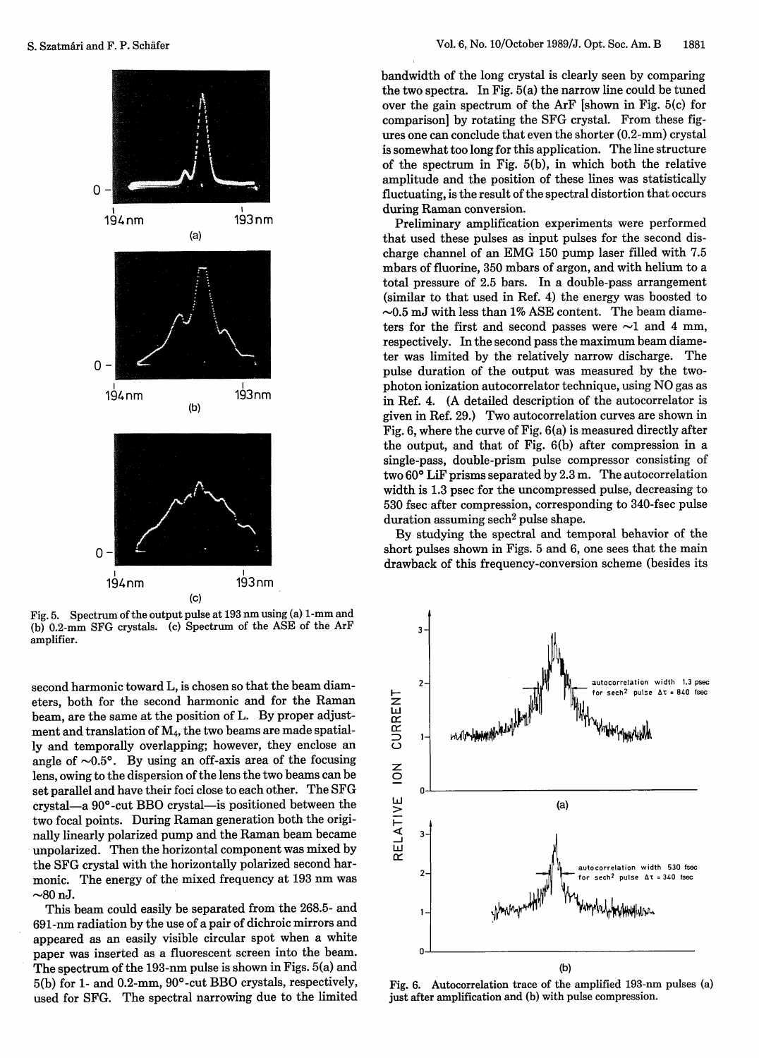Fig. 5. Spectrum of the output pulse at 193 nm using (a) 1-mm and (b) 0.2-mm SFG crystals. (c) Spectrum of the ASE of the ArF amplifier.

second harmonic toward L, is chosen so that the beam diameters, both for the second harmonic and for the Raman beam, are the same at the position of L. By proper adjustment and translation of $M_4$, the two beams are made spatially and temporally overlapping; however, they enclose an angle of ~0.5°. By using an off-axis area of the focusing lens, owing to the dispersion of the lens the two beams can be set parallel and have their foci close to each other. The SFG crystal—a 90°-cut BBO crystal—is positioned between the two focal points. During Raman generation both the originally linearly polarized pump and the Raman beam became unpolarized. Then the horizontal component was mixed by the SFG crystal with the horizontally polarized second harmonic. The energy of the mixed frequency at 193 nm was ~80 nJ.

This beam could easily be separated from the 268.5- and 691-nm radiation by the use of a pair of dichroic mirrors and appeared as an easily visible circular spot when a white paper was inserted as a fluorescent screen into the beam. The spectrum of the 193-nm pulse is shown in Figs. 5(a) and 5(b) for 1- and 0.2-mm, 90°-cut BBO crystals, respectively, used for SFG. The spectral narrowing due to the limited bandwidth of the long crystal is clearly seen by comparing the two spectra. In Fig. 5(a) the narrow line could be tuned over the gain spectrum of the ArF [shown in Fig. 5(c) for comparison] by rotating the SFG crystal. From these figures one can conclude that even the shorter (0.2-mm) crystal is somewhat too long for this application. The line structure of the spectrum in Fig. 5(b), in which both the relative amplitude and the position of these lines was statistically fluctuating, is the result of the spectral distortion that occurs during Raman conversion.

Preliminary amplification experiments were performed that used these pulses as input pulses for the second discharge channel of an EMG 150 pump laser filled with 7.5 mbars of fluorine, 350 mbars of argon, and with helium to a total pressure of 2.5 bars. In a double-pass arrangement (similar to that used in Ref. 4) the energy was boosted to ~0.5 mJ with less than 1% ASE content. The beam diameters for the first and second passes were ~1 and 4 mm, respectively. In the second pass the maximum beam diameter was limited by the relatively narrow discharge. The pulse duration of the output was measured by the two-photon ionization autocorrelator technique, using NO gas as in Ref. 4. (A detailed description of the autocorrelator is given in Ref. 29.) Two autocorrelation curves are shown in Fig. 6, where the curve of Fig. 6(a) is measured directly after the output, and that of Fig. 6(b) after compression in a single-pass, double-prism pulse compressor consisting of two 60° LiF prisms separated by 2.3 m. The autocorrelation width is 1.3 psec for the uncompressed pulse, decreasing to 530 fsec after compression, corresponding to 340-fsec pulse duration assuming $\mathrm{sech}^2$ pulse shape.

By studying the spectral and temporal behavior of the short pulses shown in Figs. 5 and 6, one sees that the main drawback of this frequency-conversion scheme (besides its

Fig. 6. Autocorrelation trace of the amplified 193-nm pulses (a) just after amplification and (b) with pulse compression.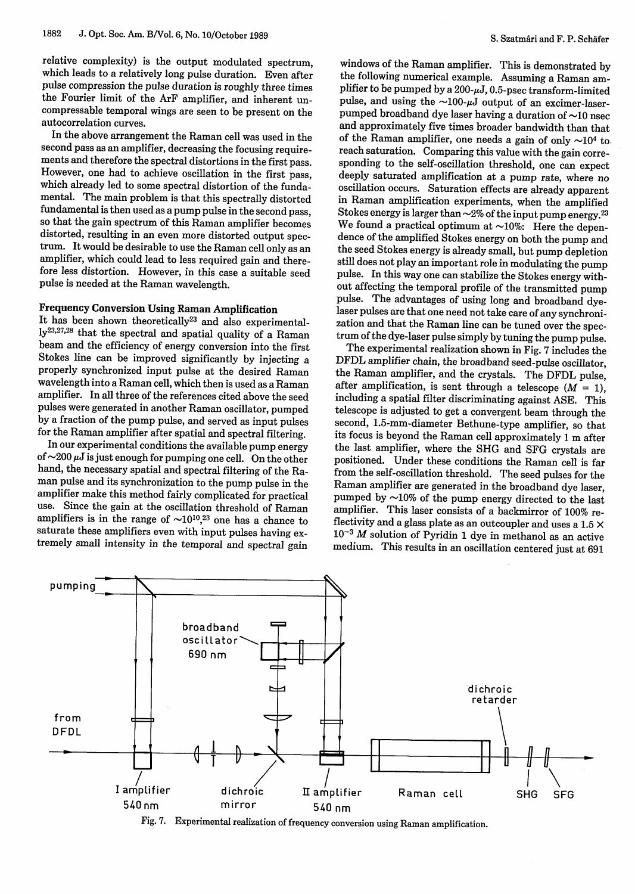relative complexity) is the output modulated spectrum, which leads to a relatively long pulse duration. Even after pulse compression the pulse duration is roughly three times the Fourier limit of the ArF amplifier, and inherent uncompressable temporal wings are seen to be present on the autocorrelation curves.

In the above arrangement the Raman cell was used in the second pass as an amplifier, decreasing the focusing requirements and therefore the spectral distortions in the first pass. However, one had to achieve oscillation in the first pass, which already led to some spectral distortion of the fundamental. The main problem is that this spectrally distorted fundamental is then used as a pump pulse in the second pass, so that the gain spectrum of this Raman amplifier becomes distorted, resulting in an even more distorted output spectrum. It would be desirable to use the Raman cell only as an amplifier, which could lead to less required gain and therefore less distortion. However, in this case a suitable seed pulse is needed at the Raman wavelength.

### Frequency Conversion Using Raman Amplification

It has been shown theoretically[23] and also experimentally[23,27,28] that the spectral and spatial quality of a Raman beam and the efficiency of energy conversion into the first Stokes line can be improved significantly by injecting a properly synchronized input pulse at the desired Raman wavelength into a Raman cell, which then is used as a Raman amplifier. In all three of the references cited above the seed pulses were generated in another Raman oscillator, pumped by a fraction of the pump pulse, and served as input pulses for the Raman amplifier after spatial and spectral filtering.

In our experimental conditions the available pump energy of ~200 $\mu$J is just enough for pumping one cell. On the other hand, the necessary spatial and spectral filtering of the Raman pulse and its synchronization to the pump pulse in the amplifier make this method fairly complicated for practical use. Since the gain at the oscillation threshold of Raman amplifiers is in the range of ~$10^{10}$,[23] one has a chance to saturate these amplifiers even with input pulses having extremely small intensity in the temporal and spectral gain windows of the Raman amplifier. This is demonstrated by the following numerical example. Assuming a Raman amplifier to be pumped by a 200-$\mu$J, 0.5-psec transform-limited pulse, and using the ~100-$\mu$J output of an excimer-laser-pumped broadband dye laser having a duration of ~10 nsec and approximately five times broader bandwidth than that of the Raman amplifier, one needs a gain of only ~$10^4$ to reach saturation. Comparing this value with the gain corresponding to the self-oscillation threshold, one can expect deeply saturated amplification at a pump rate, where no oscillation occurs. Saturation effects are already apparent in Raman amplification experiments, when the amplified Stokes energy is larger than ~2% of the input pump energy.[23] We found a practical optimum at ~10%: Here the dependence of the amplified Stokes energy on both the pump and the seed Stokes energy is already small, but pump depletion still does not play an important role in modulating the pump pulse. In this way one can stabilize the Stokes energy without affecting the temporal profile of the transmitted pump pulse. The advantages of using long and broadband dye-laser pulses are that one need not take care of any synchronization and that the Raman line can be tuned over the spectrum of the dye-laser pulse simply by tuning the pump pulse.

The experimental realization shown in Fig. 7 includes the DFDL amplifier chain, the broadband seed-pulse oscillator, the Raman amplifier, and the crystals. The DFDL pulse, after amplification, is sent through a telescope ($M = 1$), including a spatial filter discriminating against ASE. This telescope is adjusted to get a convergent beam through the second, 1.5-mm-diameter Bethune-type amplifier, so that its focus is beyond the Raman cell approximately 1 m after the last amplifier, where the SHG and SFG crystals are positioned. Under these conditions the Raman cell is far from the self-oscillation threshold. The seed pulses for the Raman amplifier are generated in the broadband dye laser, pumped by ~10% of the pump energy directed to the last amplifier. This laser consists of a backmirror of 100% reflectivity and a glass plate as an outcoupler and uses a $1.5 \times 10^{-3}$ M solution of Pyridin 1 dye in methanol as an active medium. This results in an oscillation centered just at 691

Fig. 7. Experimental realization of frequency conversion using Raman amplification.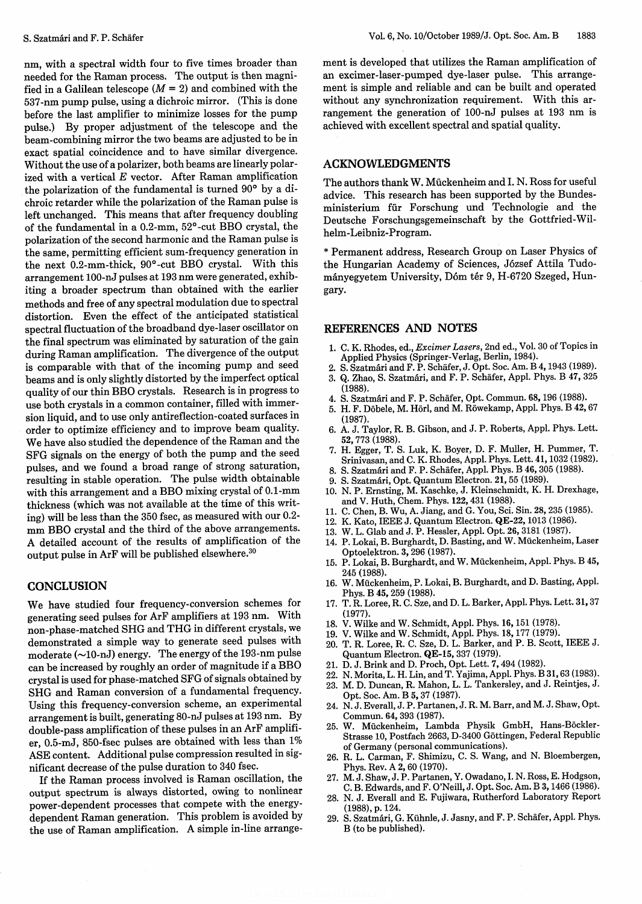nm, with a spectral width four to five times broader than needed for the Raman process. The output is then magnified in a Galilean telescope ($M = 2$) and combined with the 537-nm pump pulse, using a dichroic mirror. (This is done before the last amplifier to minimize losses for the pump pulse.) By proper adjustment of the telescope and the beam-combining mirror the two beams are adjusted to be in exact spatial coincidence and to have similar divergence. Without the use of a polarizer, both beams are linearly polarized with a vertical $E$ vector. After Raman amplification the polarization of the fundamental is turned 90° by a dichroic retarder while the polarization of the Raman pulse is left unchanged. This means that after frequency doubling of the fundamental in a 0.2-mm, 52°-cut BBO crystal, the polarization of the second harmonic and the Raman pulse is the same, permitting efficient sum-frequency generation in the next 0.2-mm-thick, 90°-cut BBO crystal. With this arrangement 100-nJ pulses at 193 nm were generated, exhibiting a broader spectrum than obtained with the earlier methods and free of any spectral modulation due to spectral distortion. Even the effect of the anticipated statistical spectral fluctuation of the broadband dye-laser oscillator on the final spectrum was eliminated by saturation of the gain during Raman amplification. The divergence of the output is comparable with that of the incoming pump and seed beams and is only slightly distorted by the imperfect optical quality of our thin BBO crystals. Research is in progress to use both crystals in a common container, filled with immersion liquid, and to use only antireflection-coated surfaces in order to optimize efficiency and to improve beam quality. We have also studied the dependence of the Raman and the SFG signals on the energy of both the pump and the seed pulses, and we found a broad range of strong saturation, resulting in stable operation. The pulse width obtainable with this arrangement and a BBO mixing crystal of 0.1-mm thickness (which was not available at the time of this writing) will be less than the 350 fsec, as measured with our 0.2-mm BBO crystal and the third of the above arrangements. A detailed account of the results of amplification of the output pulse in ArF will be published elsewhere.[30]

## CONCLUSION

We have studied four frequency-conversion schemes for generating seed pulses for ArF amplifiers at 193 nm. With non-phase-matched SHG and THG in different crystals, we demonstrated a simple way to generate seed pulses with moderate (~10-nJ) energy. The energy of the 193-nm pulse can be increased by roughly an order of magnitude if a BBO crystal is used for phase-matched SFG of signals obtained by SHG and Raman conversion of a fundamental frequency. Using this frequency-conversion scheme, an experimental arrangement is built, generating 80-nJ pulses at 193 nm. By double-pass amplification of these pulses in an ArF amplifier, 0.5-mJ, 850-fsec pulses are obtained with less than 1% ASE content. Additional pulse compression resulted in significant decrease of the pulse duration to 340 fsec.

If the Raman process involved is Raman oscillation, the output spectrum is always distorted, owing to nonlinear power-dependent processes that compete with the energy-dependent Raman generation. This problem is avoided by the use of Raman amplification. A simple in-line arrangement is developed that utilizes the Raman amplification of an excimer-laser-pumped dye-laser pulse. This arrangement is simple and reliable and can be built and operated without any synchronization requirement. With this arrangement the generation of 100-nJ pulses at 193 nm is achieved with excellent spectral and spatial quality.

## ACKNOWLEDGMENTS

The authors thank W. Mückenheim and I. N. Ross for useful advice. This research has been supported by the Bundesministerium für Forschung und Technologie and the Deutsche Forschungsgemeinschaft by the Gottfried-Wilhelm-Leibniz-Program.

\* Permanent address, Research Group on Laser Physics of the Hungarian Academy of Sciences, József Attila Tudományegyetem University, Dóm tér 9, H-6720 Szeged, Hungary.

## REFERENCES AND NOTES

1. C. K. Rhodes, ed., *Excimer Lasers*, 2nd ed., Vol. 30 of Topics in Applied Physics (Springer-Verlag, Berlin, 1984).
2. S. Szatmári and F. P. Schäfer, J. Opt. Soc. Am. B **4**, 1943 (1989).
3. Q. Zhao, S. Szatmári, and F. P. Schäfer, Appl. Phys. B **47**, 325 (1988).
4. S. Szatmári and F. P. Schäfer, Opt. Commun. **68**, 196 (1988).
5. H. F. Döbele, M. Hörl, and M. Röwekamp, Appl. Phys. B **42**, 67 (1987).
6. A. J. Taylor, R. B. Gibson, and J. P. Roberts, Appl. Phys. Lett. **52**, 773 (1988).
7. H. Egger, T. S. Luk, K. Boyer, D. F. Muller, H. Pummer, T. Srinivasan, and C. K. Rhodes, Appl. Phys. Lett. **41**, 1032 (1982).
8. S. Szatmári and F. P. Schäfer, Appl. Phys. B **46**, 305 (1988).
9. S. Szatmári, Opt. Quantum Electron. **21**, 55 (1989).
10. N. P. Ernsting, M. Kaschke, J. Kleinschmidt, K. H. Drexhage, and V. Huth, Chem. Phys. **122**, 431 (1988).
11. C. Chen, B. Wu, A. Jiang, and G. You, Sci. Sin. **28**, 235 (1985).
12. K. Kato, IEEE J. Quantum Electron. **QE-22**, 1013 (1986).
13. W. L. Glab and J. P. Hessler, Appl. Opt. **26**, 3181 (1987).
14. P. Lokai, B. Burghardt, D. Basting, and W. Mückenheim, Laser Optoelektron. **3**, 296 (1987).
15. P. Lokai, B. Burghardt, and W. Mückenheim, Appl. Phys. B **45**, 245 (1988).
16. W. Mückenheim, P. Lokai, B. Burghardt, and D. Basting, Appl. Phys. B **45**, 259 (1988).
17. T. R. Loree, R. C. Sze, and D. L. Barker, Appl. Phys. Lett. **31**, 37 (1977).
18. V. Wilke and W. Schmidt, Appl. Phys. **16**, 151 (1978).
19. V. Wilke and W. Schmidt, Appl. Phys. **18**, 177 (1979).
20. T. R. Loree, R. C. Sze, D. L. Barker, and P. B. Scott, IEEE J. Quantum Electron. **QE-15**, 337 (1979).
21. D. J. Brink and D. Proch, Opt. Lett. **7**, 494 (1982).
22. N. Morita, L. H. Lin, and T. Yajima, Appl. Phys. B **31**, 63 (1983).
23. M. D. Duncan, R. Mahon, L. L. Tankersley, and J. Reintjes, J. Opt. Soc. Am. B **5**, 37 (1987).
24. N. J. Everall, J. P. Partanen, J. R. M. Barr, and M. J. Shaw, Opt. Commun. **64**, 393 (1987).
25. W. Mückenheim, Lambda Physik GmbH, Hans-Böckler-Strasse 10, Postfach 2663, D-3400 Göttingen, Federal Republic of Germany (personal communications).
26. R. L. Carman, F. Shimizu, C. S. Wang, and N. Bloembergen, Phys. Rev. A **2**, 60 (1970).
27. M. J. Shaw, J. P. Partanen, Y. Owadano, I. N. Ross, E. Hodgson, C. B. Edwards, and F. O'Neill, J. Opt. Soc. Am. B **3**, 1466 (1986).
28. N. J. Everall and E. Fujiwara, Rutherford Laboratory Report (1988), p. 124.
29. S. Szatmári, G. Kühnle, J. Jasny, and F. P. Schäfer, Appl. Phys. B (to be published).